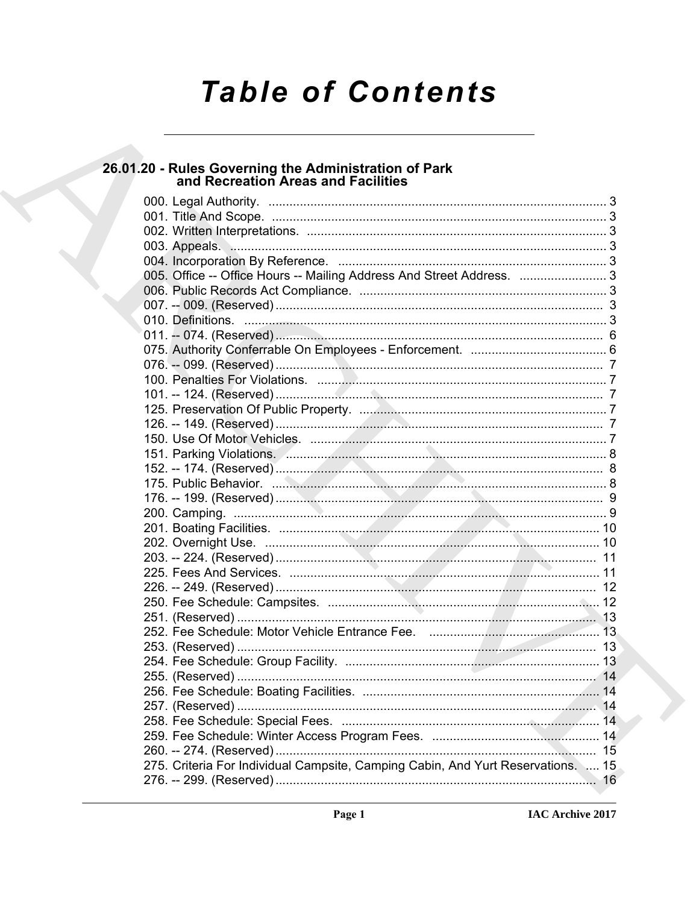# Table of Contents

## 26.01.20 - Rules Governing the Administration of Park and Recreation Areas and Facilities

000. Legal Authority. ..... 3
001. Title And Scope. ..... 3
002. Written Interpretations. ..... 3
003. Appeals. ..... 3
004. Incorporation By Reference. ..... 3
005. Office -- Office Hours -- Mailing Address And Street Address. ..... 3
006. Public Records Act Compliance. ..... 3
007. -- 009. (Reserved) ..... 3
010. Definitions. ..... 3
011. -- 074. (Reserved) ..... 6
075. Authority Conferrable On Employees - Enforcement. ..... 6
076. -- 099. (Reserved) ..... 7
100. Penalties For Violations. ..... 7
101. -- 124. (Reserved) ..... 7
125. Preservation Of Public Property. ..... 7
126. -- 149. (Reserved) ..... 7
150. Use Of Motor Vehicles. ..... 7
151. Parking Violations. ..... 8
152. -- 174. (Reserved) ..... 8
175. Public Behavior. ..... 8
176. -- 199. (Reserved) ..... 9
200. Camping. ..... 9
201. Boating Facilities. ..... 10
202. Overnight Use. ..... 10
203. -- 224. (Reserved) ..... 11
225. Fees And Services. ..... 11
226. -- 249. (Reserved) ..... 12
250. Fee Schedule: Campsites. ..... 12
251. (Reserved) ..... 13
252. Fee Schedule: Motor Vehicle Entrance Fee. ..... 13
253. (Reserved) ..... 13
254. Fee Schedule: Group Facility. ..... 13
255. (Reserved) ..... 14
256. Fee Schedule: Boating Facilities. ..... 14
257. (Reserved) ..... 14
258. Fee Schedule: Special Fees. ..... 14
259. Fee Schedule: Winter Access Program Fees. ..... 14
260. -- 274. (Reserved) ..... 15
275. Criteria For Individual Campsite, Camping Cabin, And Yurt Reservations. ..... 15
276. -- 299. (Reserved) ..... 16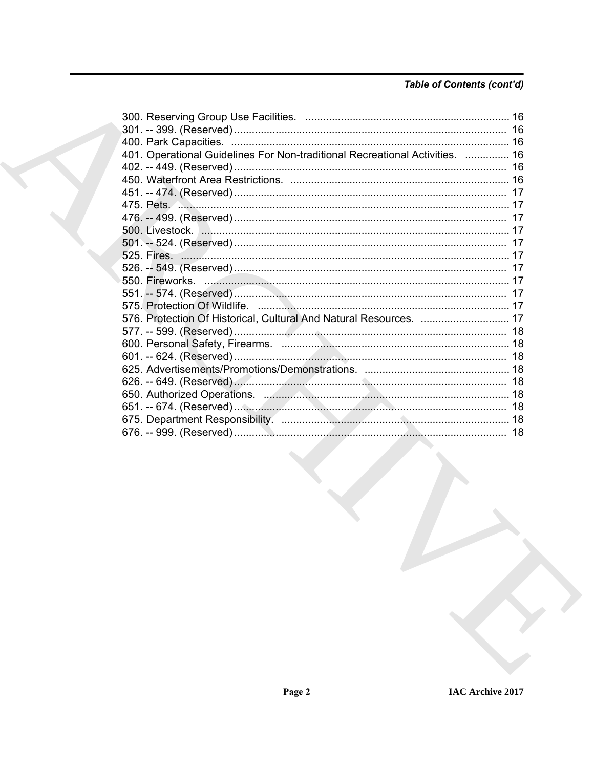*Table of Contents (cont'd)*

300. Reserving Group Use Facilities. ..................................................................... 16
301. -- 399. (Reserved) ........................................................................................ 16
400. Park Capacities. ............................................................................................ 16
401. Operational Guidelines For Non-traditional Recreational Activities. ............... 16
402. -- 449. (Reserved) ........................................................................................ 16
450. Waterfront Area Restrictions. ......................................................................... 16
451. -- 474. (Reserved) ........................................................................................ 17
475. Pets. .............................................................................................................. 17
476. -- 499. (Reserved) ........................................................................................ 17
500. Livestock. ...................................................................................................... 17
501. -- 524. (Reserved) ........................................................................................ 17
525. Fires. ............................................................................................................. 17
526. -- 549. (Reserved) ........................................................................................ 17
550. Fireworks. ...................................................................................................... 17
551. -- 574. (Reserved) ........................................................................................ 17
575. Protection Of Wildlife. .................................................................................... 17
576. Protection Of Historical, Cultural And Natural Resources. ............................. 17
577. -- 599. (Reserved) ........................................................................................ 18
600. Personal Safety, Firearms. ............................................................................ 18
601. -- 624. (Reserved) ........................................................................................ 18
625. Advertisements/Promotions/Demonstrations. ................................................ 18
626. -- 649. (Reserved) ........................................................................................ 18
650. Authorized Operations. .................................................................................. 18
651. -- 674. (Reserved) ........................................................................................ 18
675. Department Responsibility. ............................................................................ 18
676. -- 999. (Reserved) ........................................................................................ 18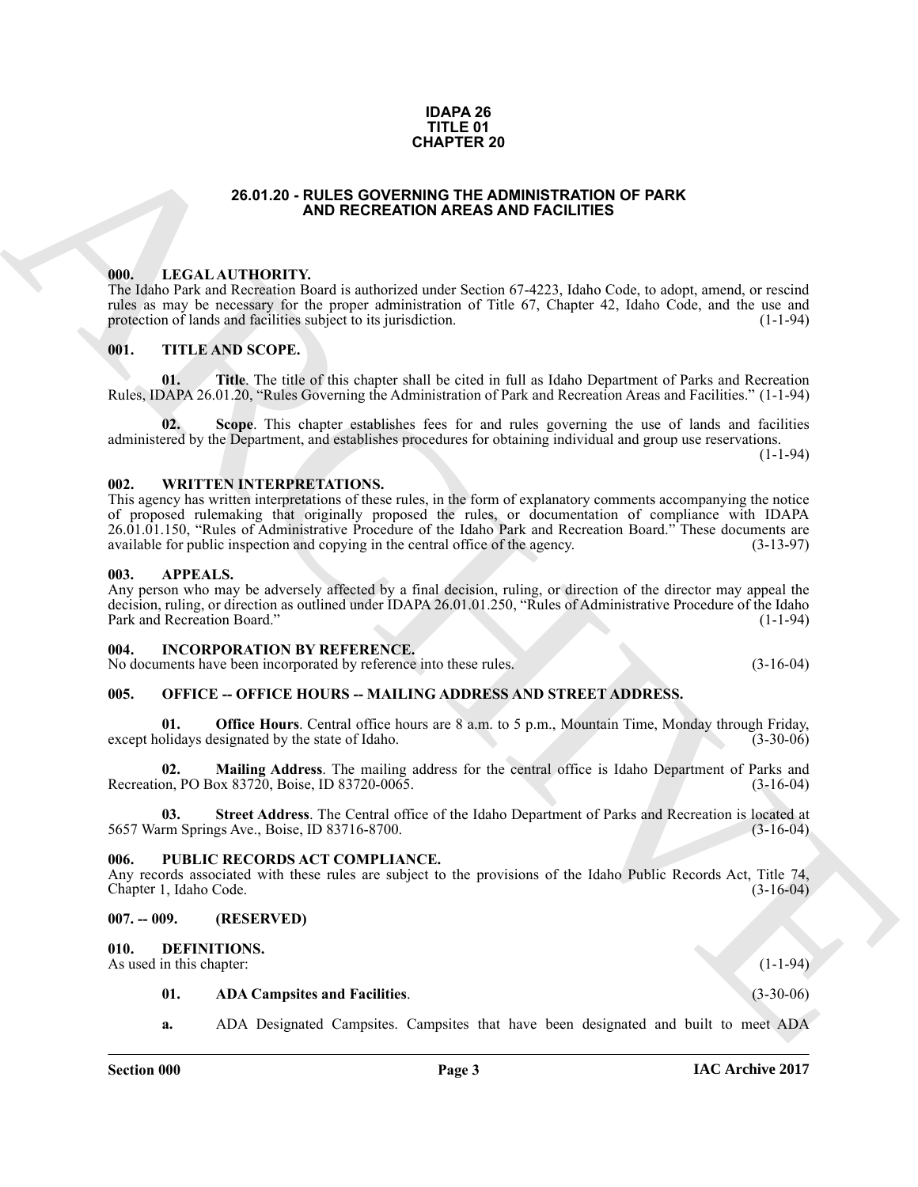**IDAPA 26**
**TITLE 01**
**CHAPTER 20**

# 26.01.20 - RULES GOVERNING THE ADMINISTRATION OF PARK AND RECREATION AREAS AND FACILITIES

## 000. LEGAL AUTHORITY.

The Idaho Park and Recreation Board is authorized under Section 67-4223, Idaho Code, to adopt, amend, or rescind rules as may be necessary for the proper administration of Title 67, Chapter 42, Idaho Code, and the use and protection of lands and facilities subject to its jurisdiction. (1-1-94)

## 001. TITLE AND SCOPE.

**01. Title**. The title of this chapter shall be cited in full as Idaho Department of Parks and Recreation Rules, IDAPA 26.01.20, "Rules Governing the Administration of Park and Recreation Areas and Facilities." (1-1-94)

**02. Scope**. This chapter establishes fees for and rules governing the use of lands and facilities administered by the Department, and establishes procedures for obtaining individual and group use reservations. (1-1-94)

## 002. WRITTEN INTERPRETATIONS.

This agency has written interpretations of these rules, in the form of explanatory comments accompanying the notice of proposed rulemaking that originally proposed the rules, or documentation of compliance with IDAPA 26.01.01.150, "Rules of Administrative Procedure of the Idaho Park and Recreation Board." These documents are available for public inspection and copying in the central office of the agency. (3-13-97)

## 003. APPEALS.

Any person who may be adversely affected by a final decision, ruling, or direction of the director may appeal the decision, ruling, or direction as outlined under IDAPA 26.01.01.250, "Rules of Administrative Procedure of the Idaho Park and Recreation Board." (1-1-94)

## 004. INCORPORATION BY REFERENCE.

No documents have been incorporated by reference into these rules. (3-16-04)

## 005. OFFICE -- OFFICE HOURS -- MAILING ADDRESS AND STREET ADDRESS.

**01. Office Hours**. Central office hours are 8 a.m. to 5 p.m., Mountain Time, Monday through Friday, except holidays designated by the state of Idaho. (3-30-06)

**02. Mailing Address**. The mailing address for the central office is Idaho Department of Parks and Recreation, PO Box 83720, Boise, ID 83720-0065. (3-16-04)

**03. Street Address**. The Central office of the Idaho Department of Parks and Recreation is located at 5657 Warm Springs Ave., Boise, ID 83716-8700. (3-16-04)

## 006. PUBLIC RECORDS ACT COMPLIANCE.

Any records associated with these rules are subject to the provisions of the Idaho Public Records Act, Title 74, Chapter 1, Idaho Code. (3-16-04)

## 007. -- 009. (RESERVED)

## 010. DEFINITIONS.

As used in this chapter: (1-1-94)

**01. ADA Campsites and Facilities**. (3-30-06)

**a.** ADA Designated Campsites. Campsites that have been designated and built to meet ADA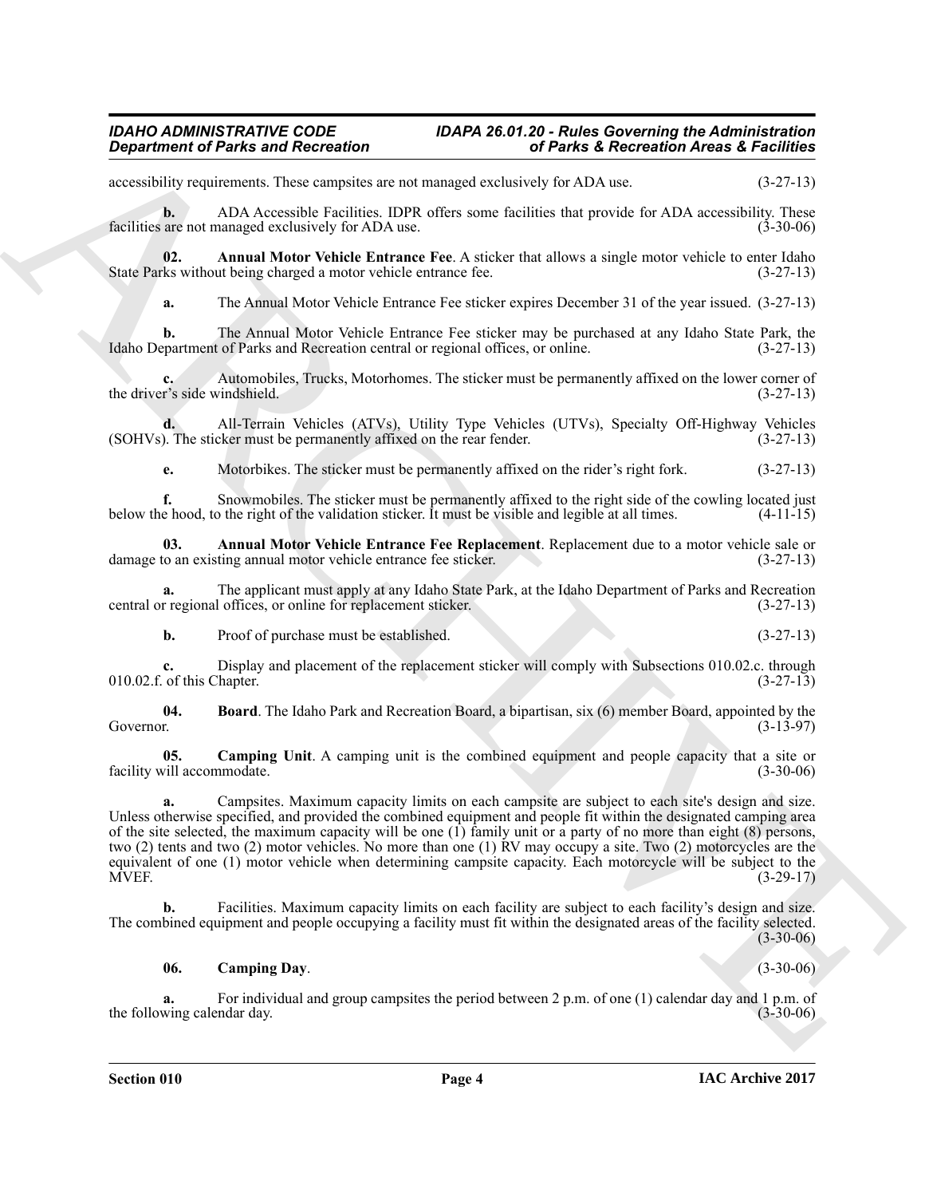accessibility requirements. These campsites are not managed exclusively for ADA use. (3-27-13)

**b.** ADA Accessible Facilities. IDPR offers some facilities that provide for ADA accessibility. These facilities are not managed exclusively for ADA use. (3-30-06)

**02. Annual Motor Vehicle Entrance Fee**. A sticker that allows a single motor vehicle to enter Idaho State Parks without being charged a motor vehicle entrance fee. (3-27-13)

**a.** The Annual Motor Vehicle Entrance Fee sticker expires December 31 of the year issued. (3-27-13)

**b.** The Annual Motor Vehicle Entrance Fee sticker may be purchased at any Idaho State Park, the Idaho Department of Parks and Recreation central or regional offices, or online. (3-27-13)

**c.** Automobiles, Trucks, Motorhomes. The sticker must be permanently affixed on the lower corner of the driver's side windshield. (3-27-13)

**d.** All-Terrain Vehicles (ATVs), Utility Type Vehicles (UTVs), Specialty Off-Highway Vehicles (SOHVs). The sticker must be permanently affixed on the rear fender. (3-27-13)

**e.** Motorbikes. The sticker must be permanently affixed on the rider's right fork. (3-27-13)

**f.** Snowmobiles. The sticker must be permanently affixed to the right side of the cowling located just below the hood, to the right of the validation sticker. It must be visible and legible at all times. (4-11-15)

**03. Annual Motor Vehicle Entrance Fee Replacement**. Replacement due to a motor vehicle sale or damage to an existing annual motor vehicle entrance fee sticker. (3-27-13)

**a.** The applicant must apply at any Idaho State Park, at the Idaho Department of Parks and Recreation central or regional offices, or online for replacement sticker. (3-27-13)

**b.** Proof of purchase must be established. (3-27-13)

**c.** Display and placement of the replacement sticker will comply with Subsections 010.02.c. through 010.02.f. of this Chapter. (3-27-13)

**04. Board**. The Idaho Park and Recreation Board, a bipartisan, six (6) member Board, appointed by the Governor. (3-13-97)

**05. Camping Unit**. A camping unit is the combined equipment and people capacity that a site or facility will accommodate. (3-30-06)

**a.** Campsites. Maximum capacity limits on each campsite are subject to each site's design and size. Unless otherwise specified, and provided the combined equipment and people fit within the designated camping area of the site selected, the maximum capacity will be one (1) family unit or a party of no more than eight (8) persons, two (2) tents and two (2) motor vehicles. No more than one (1) RV may occupy a site. Two (2) motorcycles are the equivalent of one (1) motor vehicle when determining campsite capacity. Each motorcycle will be subject to the MVEF. (3-29-17)

**b.** Facilities. Maximum capacity limits on each facility are subject to each facility's design and size. The combined equipment and people occupying a facility must fit within the designated areas of the facility selected. (3-30-06)

**06. Camping Day**. (3-30-06)

**a.** For individual and group campsites the period between 2 p.m. of one (1) calendar day and 1 p.m. of the following calendar day. (3-30-06)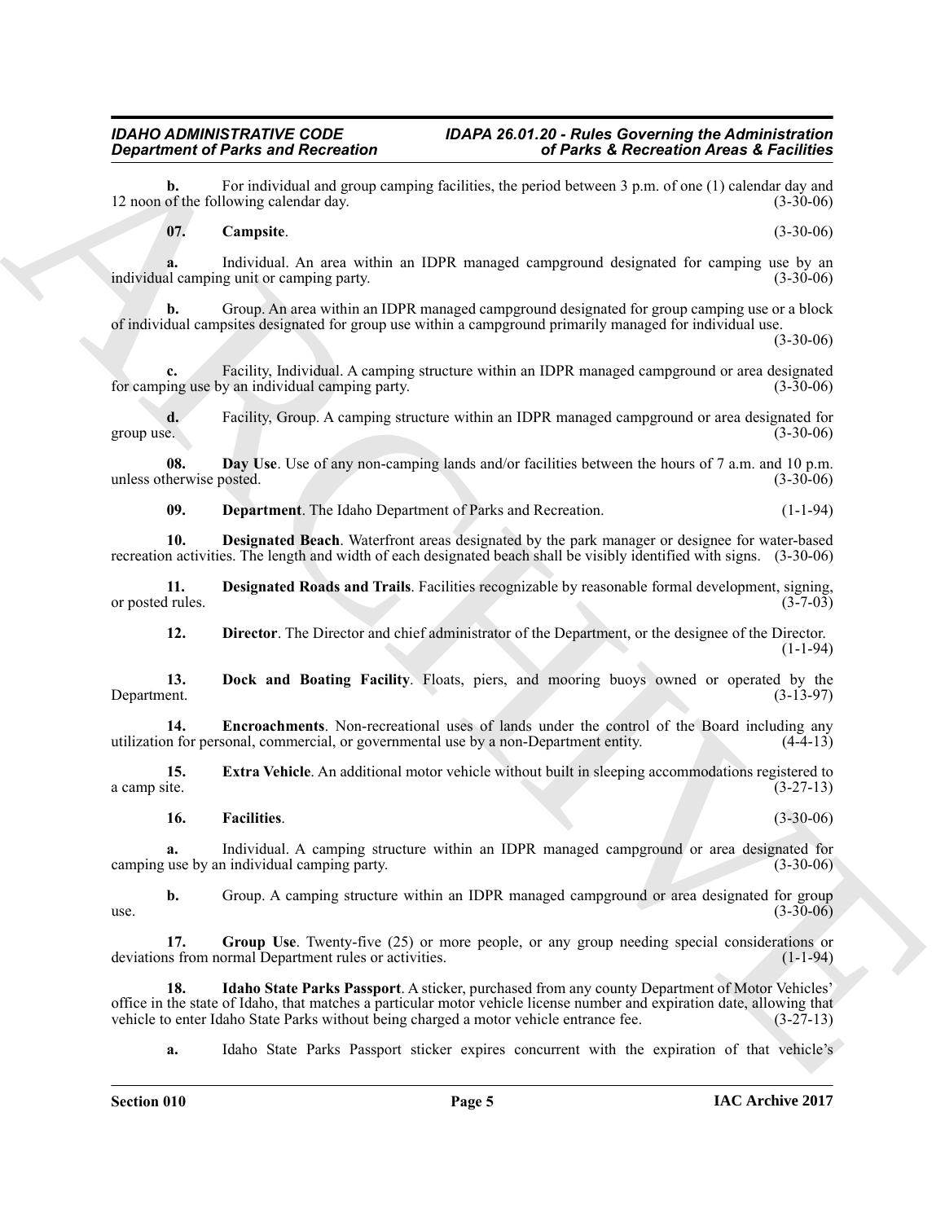**b.** For individual and group camping facilities, the period between 3 p.m. of one (1) calendar day and 12 noon of the following calendar day. (3-30-06)

**07. Campsite**. (3-30-06)

**a.** Individual. An area within an IDPR managed campground designated for camping use by an individual camping unit or camping party. (3-30-06)

**b.** Group. An area within an IDPR managed campground designated for group camping use or a block of individual campsites designated for group use within a campground primarily managed for individual use. (3-30-06)

**c.** Facility, Individual. A camping structure within an IDPR managed campground or area designated for camping use by an individual camping party. (3-30-06)

**d.** Facility, Group. A camping structure within an IDPR managed campground or area designated for group use. (3-30-06)

**08. Day Use**. Use of any non-camping lands and/or facilities between the hours of 7 a.m. and 10 p.m. unless otherwise posted. (3-30-06)

**09. Department**. The Idaho Department of Parks and Recreation. (1-1-94)

**10. Designated Beach**. Waterfront areas designated by the park manager or designee for water-based recreation activities. The length and width of each designated beach shall be visibly identified with signs. (3-30-06)

**11. Designated Roads and Trails**. Facilities recognizable by reasonable formal development, signing, or posted rules. (3-7-03)

**12. Director**. The Director and chief administrator of the Department, or the designee of the Director. (1-1-94)

**13. Dock and Boating Facility**. Floats, piers, and mooring buoys owned or operated by the Department. (3-13-97)

**14. Encroachments**. Non-recreational uses of lands under the control of the Board including any utilization for personal, commercial, or governmental use by a non-Department entity. (4-4-13)

**15. Extra Vehicle**. An additional motor vehicle without built in sleeping accommodations registered to a camp site. (3-27-13)

**16. Facilities**. (3-30-06)

**a.** Individual. A camping structure within an IDPR managed campground or area designated for camping use by an individual camping party. (3-30-06)

**b.** Group. A camping structure within an IDPR managed campground or area designated for group use. (3-30-06)

**17. Group Use**. Twenty-five (25) or more people, or any group needing special considerations or deviations from normal Department rules or activities. (1-1-94)

**18. Idaho State Parks Passport**. A sticker, purchased from any county Department of Motor Vehicles' office in the state of Idaho, that matches a particular motor vehicle license number and expiration date, allowing that vehicle to enter Idaho State Parks without being charged a motor vehicle entrance fee. (3-27-13)

**a.** Idaho State Parks Passport sticker expires concurrent with the expiration of that vehicle's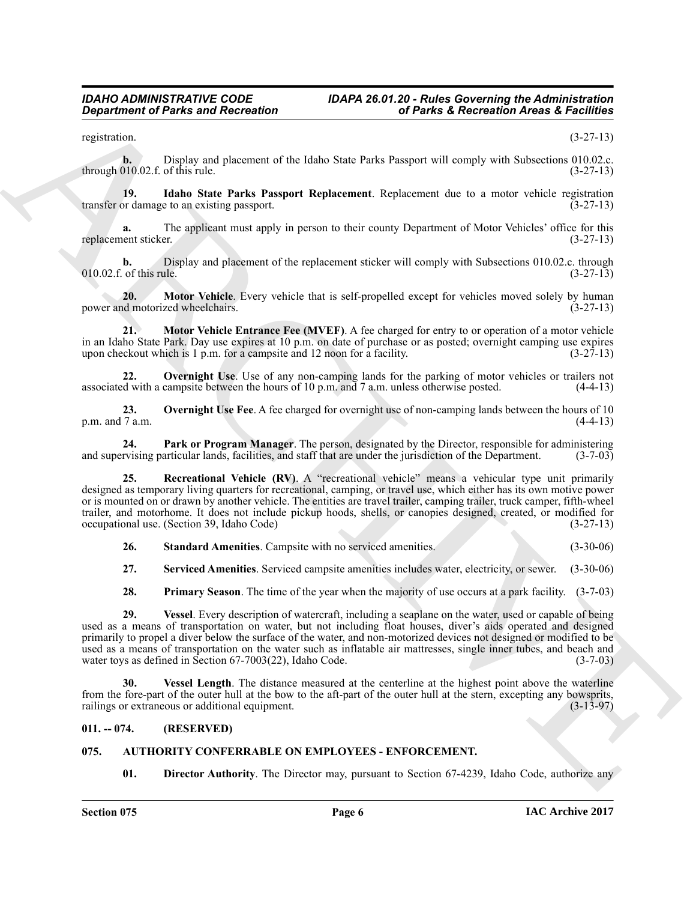registration. (3-27-13)

**b.** Display and placement of the Idaho State Parks Passport will comply with Subsections 010.02.c. through 010.02.f. of this rule. (3-27-13)

**19. Idaho State Parks Passport Replacement**. Replacement due to a motor vehicle registration transfer or damage to an existing passport. (3-27-13)

**a.** The applicant must apply in person to their county Department of Motor Vehicles' office for this replacement sticker. (3-27-13)

**b.** Display and placement of the replacement sticker will comply with Subsections 010.02.c. through 010.02.f. of this rule. (3-27-13)

**20. Motor Vehicle**. Every vehicle that is self-propelled except for vehicles moved solely by human power and motorized wheelchairs. (3-27-13)

**21. Motor Vehicle Entrance Fee (MVEF)**. A fee charged for entry to or operation of a motor vehicle in an Idaho State Park. Day use expires at 10 p.m. on date of purchase or as posted; overnight camping use expires upon checkout which is 1 p.m. for a campsite and 12 noon for a facility. (3-27-13)

**22. Overnight Use**. Use of any non-camping lands for the parking of motor vehicles or trailers not associated with a campsite between the hours of 10 p.m. and 7 a.m. unless otherwise posted. (4-4-13)

**23. Overnight Use Fee**. A fee charged for overnight use of non-camping lands between the hours of 10 p.m. and 7 a.m. (4-4-13)

**24. Park or Program Manager**. The person, designated by the Director, responsible for administering and supervising particular lands, facilities, and staff that are under the jurisdiction of the Department. (3-7-03)

**25. Recreational Vehicle (RV)**. A "recreational vehicle" means a vehicular type unit primarily designed as temporary living quarters for recreational, camping, or travel use, which either has its own motive power or is mounted on or drawn by another vehicle. The entities are travel trailer, camping trailer, truck camper, fifth-wheel trailer, and motorhome. It does not include pickup hoods, shells, or canopies designed, created, or modified for occupational use. (Section 39, Idaho Code) (3-27-13)

**26. Standard Amenities**. Campsite with no serviced amenities. (3-30-06)

**27. Serviced Amenities**. Serviced campsite amenities includes water, electricity, or sewer. (3-30-06)

**28. Primary Season**. The time of the year when the majority of use occurs at a park facility. (3-7-03)

**29. Vessel**. Every description of watercraft, including a seaplane on the water, used or capable of being used as a means of transportation on water, but not including float houses, diver's aids operated and designed primarily to propel a diver below the surface of the water, and non-motorized devices not designed or modified to be used as a means of transportation on the water such as inflatable air mattresses, single inner tubes, and beach and water toys as defined in Section 67-7003(22), Idaho Code. (3-7-03)

**30. Vessel Length**. The distance measured at the centerline at the highest point above the waterline from the fore-part of the outer hull at the bow to the aft-part of the outer hull at the stern, excepting any bowsprits, railings or extraneous or additional equipment. (3-13-97)

## 011. -- 074. (RESERVED)

## 075. AUTHORITY CONFERRABLE ON EMPLOYEES - ENFORCEMENT.

**01. Director Authority**. The Director may, pursuant to Section 67-4239, Idaho Code, authorize any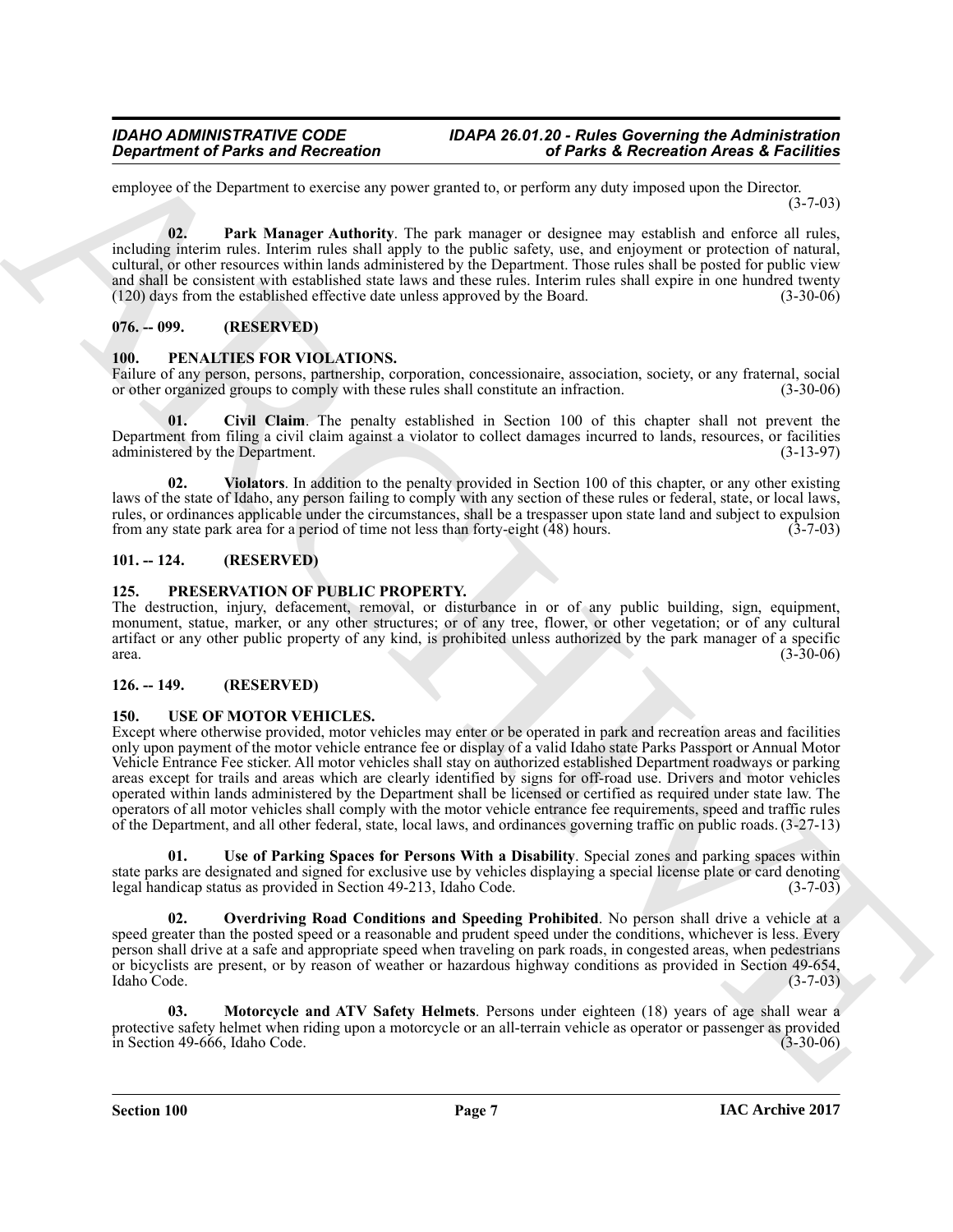employee of the Department to exercise any power granted to, or perform any duty imposed upon the Director. (3-7-03)

**02. Park Manager Authority**. The park manager or designee may establish and enforce all rules, including interim rules. Interim rules shall apply to the public safety, use, and enjoyment or protection of natural, cultural, or other resources within lands administered by the Department. Those rules shall be posted for public view and shall be consistent with established state laws and these rules. Interim rules shall expire in one hundred twenty (120) days from the established effective date unless approved by the Board. (3-30-06)

## 076. -- 099. (RESERVED)

## 100. PENALTIES FOR VIOLATIONS.

Failure of any person, persons, partnership, corporation, concessionaire, association, society, or any fraternal, social or other organized groups to comply with these rules shall constitute an infraction. (3-30-06)

**01. Civil Claim**. The penalty established in Section 100 of this chapter shall not prevent the Department from filing a civil claim against a violator to collect damages incurred to lands, resources, or facilities administered by the Department. (3-13-97)

**02. Violators**. In addition to the penalty provided in Section 100 of this chapter, or any other existing laws of the state of Idaho, any person failing to comply with any section of these rules or federal, state, or local laws, rules, or ordinances applicable under the circumstances, shall be a trespasser upon state land and subject to expulsion from any state park area for a period of time not less than forty-eight (48) hours. (3-7-03)

## 101. -- 124. (RESERVED)

## 125. PRESERVATION OF PUBLIC PROPERTY.

The destruction, injury, defacement, removal, or disturbance in or of any public building, sign, equipment, monument, statue, marker, or any other structures; or of any tree, flower, or other vegetation; or of any cultural artifact or any other public property of any kind, is prohibited unless authorized by the park manager of a specific area. (3-30-06)

## 126. -- 149. (RESERVED)

## 150. USE OF MOTOR VEHICLES.

Except where otherwise provided, motor vehicles may enter or be operated in park and recreation areas and facilities only upon payment of the motor vehicle entrance fee or display of a valid Idaho state Parks Passport or Annual Motor Vehicle Entrance Fee sticker. All motor vehicles shall stay on authorized established Department roadways or parking areas except for trails and areas which are clearly identified by signs for off-road use. Drivers and motor vehicles operated within lands administered by the Department shall be licensed or certified as required under state law. The operators of all motor vehicles shall comply with the motor vehicle entrance fee requirements, speed and traffic rules of the Department, and all other federal, state, local laws, and ordinances governing traffic on public roads. (3-27-13)

**01. Use of Parking Spaces for Persons With a Disability**. Special zones and parking spaces within state parks are designated and signed for exclusive use by vehicles displaying a special license plate or card denoting legal handicap status as provided in Section 49-213, Idaho Code. (3-7-03)

**02. Overdriving Road Conditions and Speeding Prohibited**. No person shall drive a vehicle at a speed greater than the posted speed or a reasonable and prudent speed under the conditions, whichever is less. Every person shall drive at a safe and appropriate speed when traveling on park roads, in congested areas, when pedestrians or bicyclists are present, or by reason of weather or hazardous highway conditions as provided in Section 49-654, Idaho Code. (3-7-03)

**03. Motorcycle and ATV Safety Helmets**. Persons under eighteen (18) years of age shall wear a protective safety helmet when riding upon a motorcycle or an all-terrain vehicle as operator or passenger as provided in Section 49-666, Idaho Code. (3-30-06)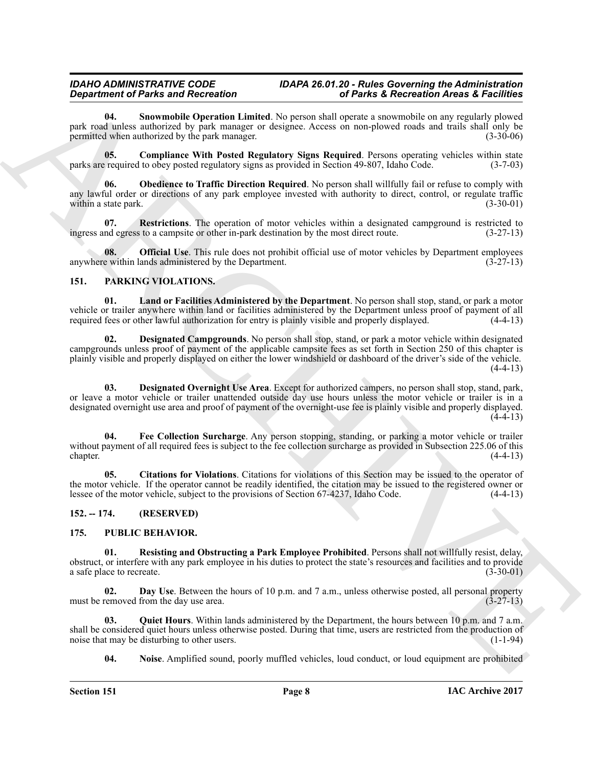**04. Snowmobile Operation Limited**. No person shall operate a snowmobile on any regularly plowed park road unless authorized by park manager or designee. Access on non-plowed roads and trails shall only be permitted when authorized by the park manager. (3-30-06)

**05. Compliance With Posted Regulatory Signs Required**. Persons operating vehicles within state parks are required to obey posted regulatory signs as provided in Section 49-807, Idaho Code. (3-7-03)

**06. Obedience to Traffic Direction Required**. No person shall willfully fail or refuse to comply with any lawful order or directions of any park employee invested with authority to direct, control, or regulate traffic within a state park. (3-30-01)

**07. Restrictions**. The operation of motor vehicles within a designated campground is restricted to ingress and egress to a campsite or other in-park destination by the most direct route. (3-27-13)

**08. Official Use**. This rule does not prohibit official use of motor vehicles by Department employees anywhere within lands administered by the Department. (3-27-13)

## 151. PARKING VIOLATIONS.

**01. Land or Facilities Administered by the Department**. No person shall stop, stand, or park a motor vehicle or trailer anywhere within land or facilities administered by the Department unless proof of payment of all required fees or other lawful authorization for entry is plainly visible and properly displayed. (4-4-13)

**02. Designated Campgrounds**. No person shall stop, stand, or park a motor vehicle within designated campgrounds unless proof of payment of the applicable campsite fees as set forth in Section 250 of this chapter is plainly visible and properly displayed on either the lower windshield or dashboard of the driver's side of the vehicle. (4-4-13)

**03. Designated Overnight Use Area**. Except for authorized campers, no person shall stop, stand, park, or leave a motor vehicle or trailer unattended outside day use hours unless the motor vehicle or trailer is in a designated overnight use area and proof of payment of the overnight-use fee is plainly visible and properly displayed. (4-4-13)

**04. Fee Collection Surcharge**. Any person stopping, standing, or parking a motor vehicle or trailer without payment of all required fees is subject to the fee collection surcharge as provided in Subsection 225.06 of this chapter. (4-4-13)

**05. Citations for Violations**. Citations for violations of this Section may be issued to the operator of the motor vehicle. If the operator cannot be readily identified, the citation may be issued to the registered owner or lessee of the motor vehicle, subject to the provisions of Section 67-4237, Idaho Code. (4-4-13)

## 152. -- 174. (RESERVED)

## 175. PUBLIC BEHAVIOR.

**01. Resisting and Obstructing a Park Employee Prohibited**. Persons shall not willfully resist, delay, obstruct, or interfere with any park employee in his duties to protect the state's resources and facilities and to provide a safe place to recreate. (3-30-01)

**02. Day Use**. Between the hours of 10 p.m. and 7 a.m., unless otherwise posted, all personal property must be removed from the day use area. (3-27-13)

**03. Quiet Hours**. Within lands administered by the Department, the hours between 10 p.m. and 7 a.m. shall be considered quiet hours unless otherwise posted. During that time, users are restricted from the production of noise that may be disturbing to other users. (1-1-94)

**04. Noise**. Amplified sound, poorly muffled vehicles, loud conduct, or loud equipment are prohibited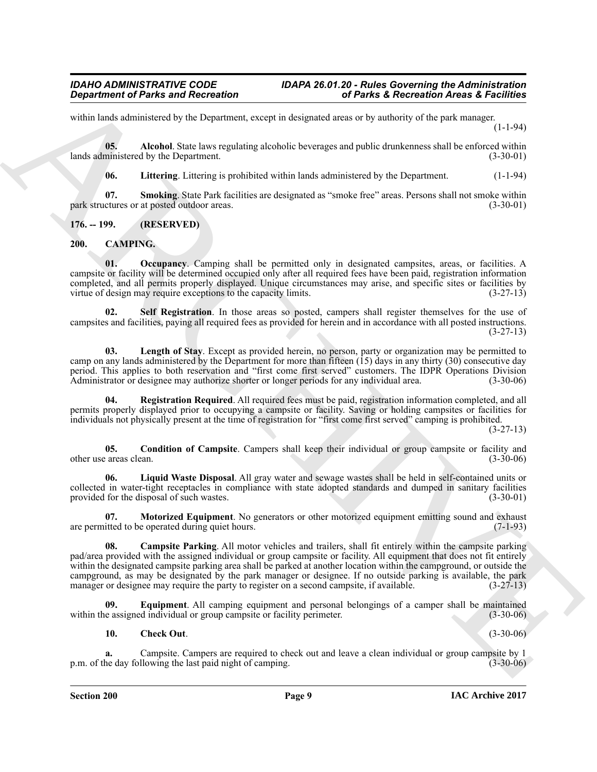within lands administered by the Department, except in designated areas or by authority of the park manager. (1-1-94)

**05. Alcohol**. State laws regulating alcoholic beverages and public drunkenness shall be enforced within lands administered by the Department. (3-30-01)

**06. Littering**. Littering is prohibited within lands administered by the Department. (1-1-94)

**07. Smoking**. State Park facilities are designated as "smoke free" areas. Persons shall not smoke within park structures or at posted outdoor areas. (3-30-01)

## 176. -- 199. (RESERVED)

## 200. CAMPING.

**01. Occupancy**. Camping shall be permitted only in designated campsites, areas, or facilities. A campsite or facility will be determined occupied only after all required fees have been paid, registration information completed, and all permits properly displayed. Unique circumstances may arise, and specific sites or facilities by virtue of design may require exceptions to the capacity limits. (3-27-13)

**02. Self Registration**. In those areas so posted, campers shall register themselves for the use of campsites and facilities, paying all required fees as provided for herein and in accordance with all posted instructions. (3-27-13)

**03. Length of Stay**. Except as provided herein, no person, party or organization may be permitted to camp on any lands administered by the Department for more than fifteen (15) days in any thirty (30) consecutive day period. This applies to both reservation and "first come first served" customers. The IDPR Operations Division Administrator or designee may authorize shorter or longer periods for any individual area. (3-30-06)

**04. Registration Required**. All required fees must be paid, registration information completed, and all permits properly displayed prior to occupying a campsite or facility. Saving or holding campsites or facilities for individuals not physically present at the time of registration for "first come first served" camping is prohibited. (3-27-13)

**05. Condition of Campsite**. Campers shall keep their individual or group campsite or facility and other use areas clean. (3-30-06)

**06. Liquid Waste Disposal**. All gray water and sewage wastes shall be held in self-contained units or collected in water-tight receptacles in compliance with state adopted standards and dumped in sanitary facilities provided for the disposal of such wastes. (3-30-01)

**07. Motorized Equipment**. No generators or other motorized equipment emitting sound and exhaust are permitted to be operated during quiet hours. (7-1-93)

**08. Campsite Parking**. All motor vehicles and trailers, shall fit entirely within the campsite parking pad/area provided with the assigned individual or group campsite or facility. All equipment that does not fit entirely within the designated campsite parking area shall be parked at another location within the campground, or outside the campground, as may be designated by the park manager or designee. If no outside parking is available, the park manager or designee may require the party to register on a second campsite, if available. (3-27-13)

**09. Equipment**. All camping equipment and personal belongings of a camper shall be maintained within the assigned individual or group campsite or facility perimeter. (3-30-06)

**10. Check Out**. (3-30-06)

**a.** Campsite. Campers are required to check out and leave a clean individual or group campsite by 1 p.m. of the day following the last paid night of camping. (3-30-06)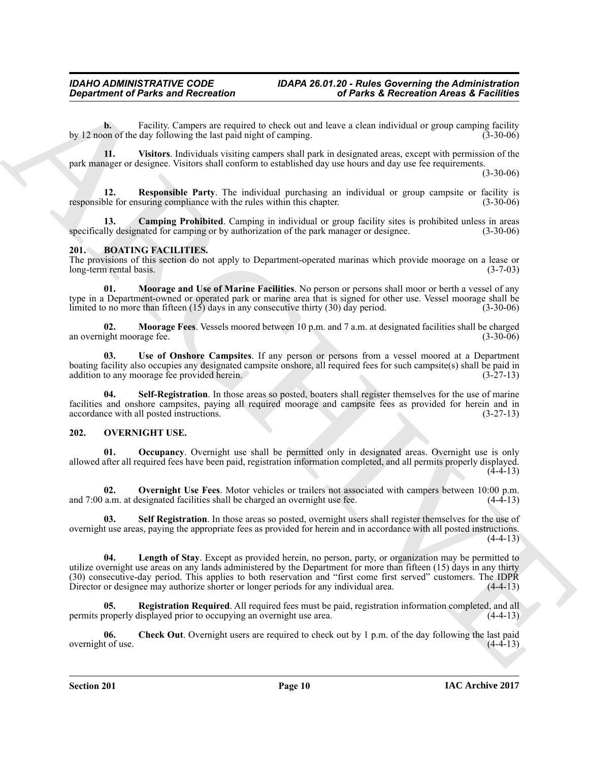**b.** Facility. Campers are required to check out and leave a clean individual or group camping facility by 12 noon of the day following the last paid night of camping. (3-30-06)

**11. Visitors**. Individuals visiting campers shall park in designated areas, except with permission of the park manager or designee. Visitors shall conform to established day use hours and day use fee requirements. (3-30-06)

**12. Responsible Party**. The individual purchasing an individual or group campsite or facility is responsible for ensuring compliance with the rules within this chapter. (3-30-06)

**13. Camping Prohibited**. Camping in individual or group facility sites is prohibited unless in areas specifically designated for camping or by authorization of the park manager or designee. (3-30-06)

## 201. BOATING FACILITIES.

The provisions of this section do not apply to Department-operated marinas which provide moorage on a lease or long-term rental basis. (3-7-03)

**01. Moorage and Use of Marine Facilities**. No person or persons shall moor or berth a vessel of any type in a Department-owned or operated park or marine area that is signed for other use. Vessel moorage shall be limited to no more than fifteen (15) days in any consecutive thirty (30) day period. (3-30-06)

**02. Moorage Fees**. Vessels moored between 10 p.m. and 7 a.m. at designated facilities shall be charged an overnight moorage fee. (3-30-06)

**03. Use of Onshore Campsites**. If any person or persons from a vessel moored at a Department boating facility also occupies any designated campsite onshore, all required fees for such campsite(s) shall be paid in addition to any moorage fee provided herein. (3-27-13)

**04. Self-Registration**. In those areas so posted, boaters shall register themselves for the use of marine facilities and onshore campsites, paying all required moorage and campsite fees as provided for herein and in accordance with all posted instructions. (3-27-13)

## 202. OVERNIGHT USE.

**01. Occupancy**. Overnight use shall be permitted only in designated areas. Overnight use is only allowed after all required fees have been paid, registration information completed, and all permits properly displayed. (4-4-13)

**02. Overnight Use Fees**. Motor vehicles or trailers not associated with campers between 10:00 p.m. and 7:00 a.m. at designated facilities shall be charged an overnight use fee. (4-4-13)

**03. Self Registration**. In those areas so posted, overnight users shall register themselves for the use of overnight use areas, paying the appropriate fees as provided for herein and in accordance with all posted instructions. (4-4-13)

**04. Length of Stay**. Except as provided herein, no person, party, or organization may be permitted to utilize overnight use areas on any lands administered by the Department for more than fifteen (15) days in any thirty (30) consecutive-day period. This applies to both reservation and "first come first served" customers. The IDPR Director or designee may authorize shorter or longer periods for any individual area. (4-4-13)

**05. Registration Required**. All required fees must be paid, registration information completed, and all permits properly displayed prior to occupying an overnight use area. (4-4-13)

**06. Check Out**. Overnight users are required to check out by 1 p.m. of the day following the last paid overnight of use. (4-4-13)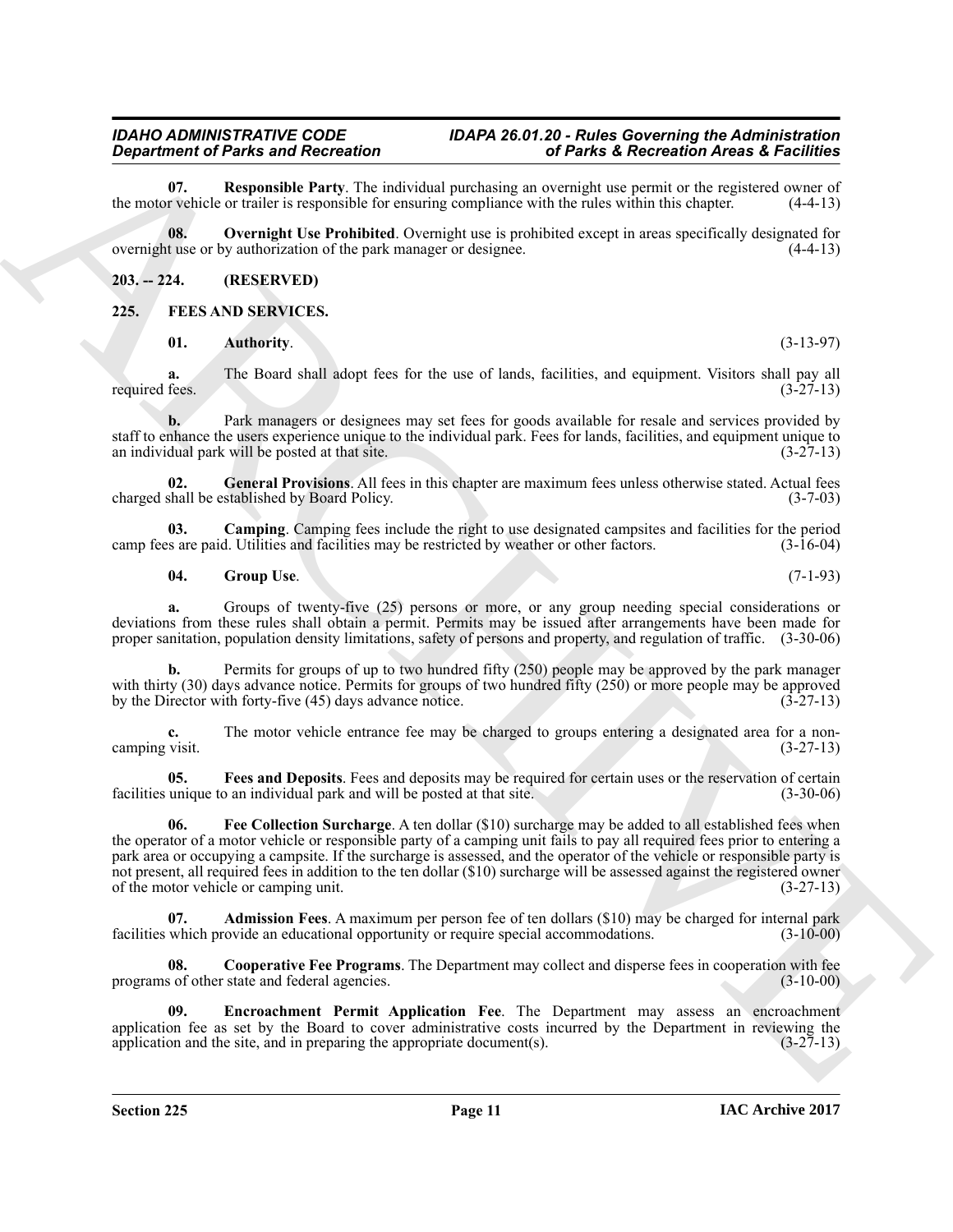**07. Responsible Party**. The individual purchasing an overnight use permit or the registered owner of the motor vehicle or trailer is responsible for ensuring compliance with the rules within this chapter. (4-4-13)

**08. Overnight Use Prohibited**. Overnight use is prohibited except in areas specifically designated for overnight use or by authorization of the park manager or designee. (4-4-13)

## 203. -- 224. (RESERVED)

## 225. FEES AND SERVICES.

**01. Authority**. (3-13-97)

**a.** The Board shall adopt fees for the use of lands, facilities, and equipment. Visitors shall pay all required fees. (3-27-13)

**b.** Park managers or designees may set fees for goods available for resale and services provided by staff to enhance the users experience unique to the individual park. Fees for lands, facilities, and equipment unique to an individual park will be posted at that site. (3-27-13)

**02. General Provisions**. All fees in this chapter are maximum fees unless otherwise stated. Actual fees charged shall be established by Board Policy. (3-7-03)

**03. Camping**. Camping fees include the right to use designated campsites and facilities for the period camp fees are paid. Utilities and facilities may be restricted by weather or other factors. (3-16-04)

**04. Group Use**. (7-1-93)

**a.** Groups of twenty-five (25) persons or more, or any group needing special considerations or deviations from these rules shall obtain a permit. Permits may be issued after arrangements have been made for proper sanitation, population density limitations, safety of persons and property, and regulation of traffic. (3-30-06)

**b.** Permits for groups of up to two hundred fifty (250) people may be approved by the park manager with thirty (30) days advance notice. Permits for groups of two hundred fifty (250) or more people may be approved by the Director with forty-five (45) days advance notice. (3-27-13)

**c.** The motor vehicle entrance fee may be charged to groups entering a designated area for a non-camping visit. (3-27-13)

**05. Fees and Deposits**. Fees and deposits may be required for certain uses or the reservation of certain facilities unique to an individual park and will be posted at that site. (3-30-06)

**06. Fee Collection Surcharge**. A ten dollar ($10) surcharge may be added to all established fees when the operator of a motor vehicle or responsible party of a camping unit fails to pay all required fees prior to entering a park area or occupying a campsite. If the surcharge is assessed, and the operator of the vehicle or responsible party is not present, all required fees in addition to the ten dollar ($10) surcharge will be assessed against the registered owner of the motor vehicle or camping unit. (3-27-13)

**07. Admission Fees**. A maximum per person fee of ten dollars ($10) may be charged for internal park facilities which provide an educational opportunity or require special accommodations. (3-10-00)

**08. Cooperative Fee Programs**. The Department may collect and disperse fees in cooperation with fee programs of other state and federal agencies. (3-10-00)

**09. Encroachment Permit Application Fee**. The Department may assess an encroachment application fee as set by the Board to cover administrative costs incurred by the Department in reviewing the application and the site, and in preparing the appropriate document(s). (3-27-13)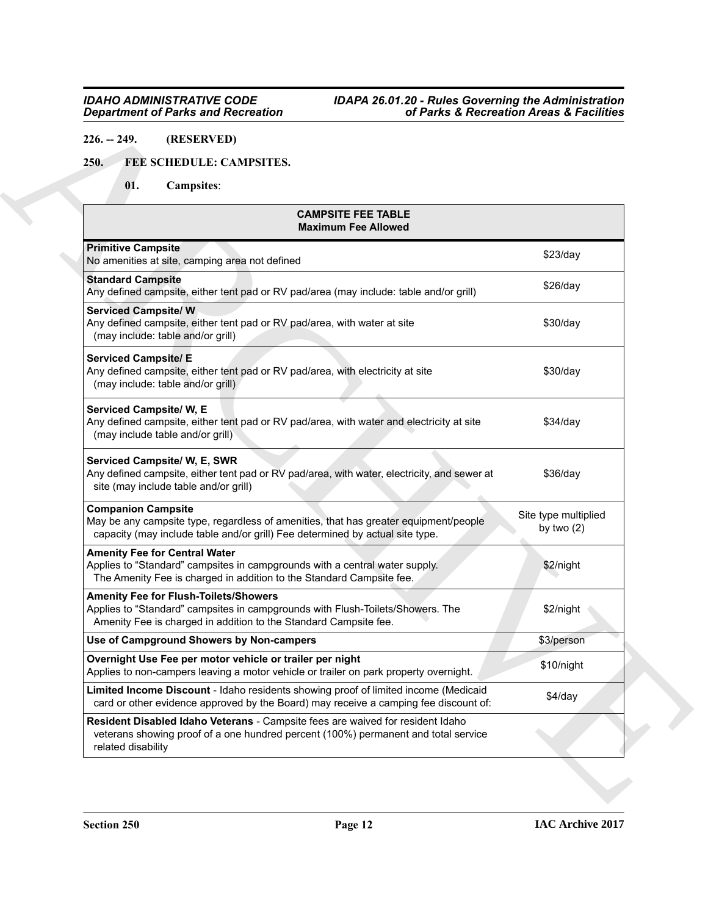**226. -- 249. (RESERVED)**

**250. FEE SCHEDULE: CAMPSITES.**

**01. Campsites**:

| **CAMPSITE FEE TABLE**<br>**Maximum Fee Allowed** | |
|---|---|
| **Primitive Campsite**<br>No amenities at site, camping area not defined | $23/day |
| **Standard Campsite**<br>Any defined campsite, either tent pad or RV pad/area (may include: table and/or grill) | $26/day |
| **Serviced Campsite/ W**<br>Any defined campsite, either tent pad or RV pad/area, with water at site (may include: table and/or grill) | $30/day |
| **Serviced Campsite/ E**<br>Any defined campsite, either tent pad or RV pad/area, with electricity at site (may include: table and/or grill) | $30/day |
| **Serviced Campsite/ W, E**<br>Any defined campsite, either tent pad or RV pad/area, with water and electricity at site (may include table and/or grill) | $34/day |
| **Serviced Campsite/ W, E, SWR**<br>Any defined campsite, either tent pad or RV pad/area, with water, electricity, and sewer at site (may include table and/or grill) | $36/day |
| **Companion Campsite**<br>May be any campsite type, regardless of amenities, that has greater equipment/people capacity (may include table and/or grill) Fee determined by actual site type. | Site type multiplied by two (2) |
| **Amenity Fee for Central Water**<br>Applies to "Standard" campsites in campgrounds with a central water supply. The Amenity Fee is charged in addition to the Standard Campsite fee. | $2/night |
| **Amenity Fee for Flush-Toilets/Showers**<br>Applies to "Standard" campsites in campgrounds with Flush-Toilets/Showers. The Amenity Fee is charged in addition to the Standard Campsite fee. | $2/night |
| **Use of Campground Showers by Non-campers** | $3/person |
| **Overnight Use Fee per motor vehicle or trailer per night**<br>Applies to non-campers leaving a motor vehicle or trailer on park property overnight. | $10/night |
| **Limited Income Discount** - Idaho residents showing proof of limited income (Medicaid card or other evidence approved by the Board) may receive a camping fee discount of: | $4/day |
| **Resident Disabled Idaho Veterans** - Campsite fees are waived for resident Idaho veterans showing proof of a one hundred percent (100%) permanent and total service related disability | |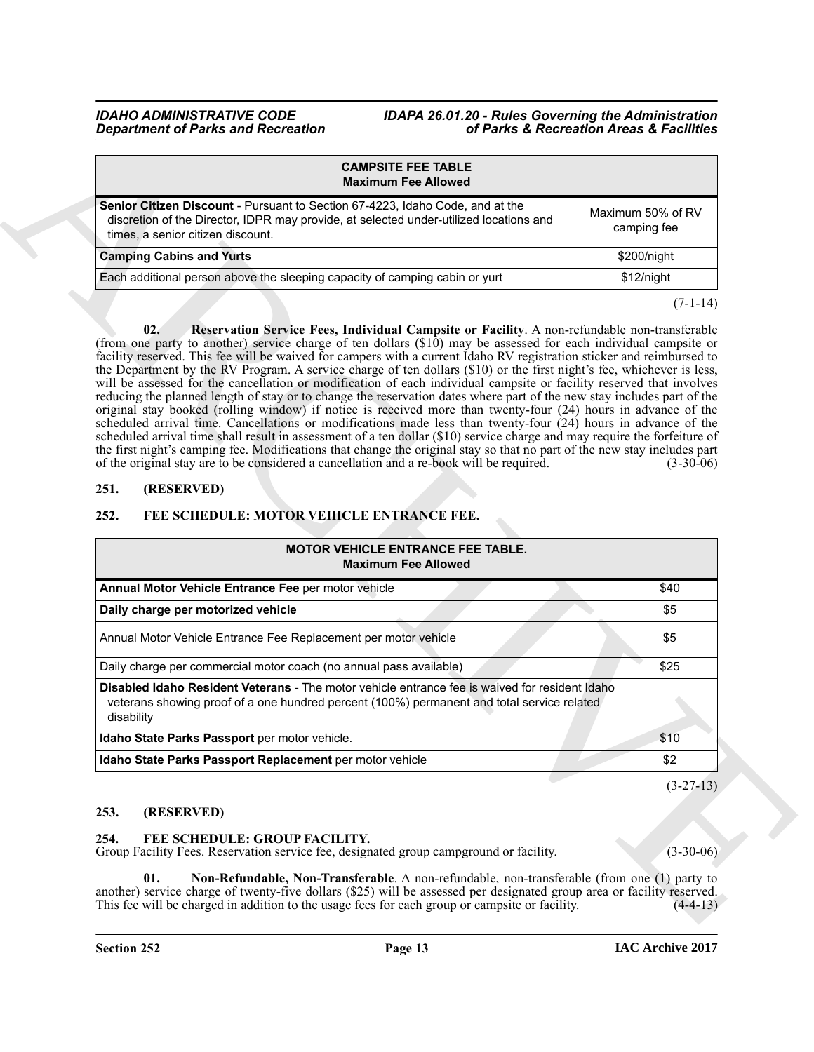| CAMPSITE FEE TABLE Maximum Fee Allowed | |
|---|---|
| **Senior Citizen Discount** - Pursuant to Section 67-4223, Idaho Code, and at the discretion of the Director, IDPR may provide, at selected under-utilized locations and times, a senior citizen discount. | Maximum 50% of RV camping fee |
| **Camping Cabins and Yurts** | $200/night |
| Each additional person above the sleeping capacity of camping cabin or yurt | $12/night |

(7-1-14)

**02. Reservation Service Fees, Individual Campsite or Facility**. A non-refundable non-transferable (from one party to another) service charge of ten dollars ($10) may be assessed for each individual campsite or facility reserved. This fee will be waived for campers with a current Idaho RV registration sticker and reimbursed to the Department by the RV Program. A service charge of ten dollars ($10) or the first night's fee, whichever is less, will be assessed for the cancellation or modification of each individual campsite or facility reserved that involves reducing the planned length of stay or to change the reservation dates where part of the new stay includes part of the original stay booked (rolling window) if notice is received more than twenty-four (24) hours in advance of the scheduled arrival time. Cancellations or modifications made less than twenty-four (24) hours in advance of the scheduled arrival time shall result in assessment of a ten dollar ($10) service charge and may require the forfeiture of the first night's camping fee. Modifications that change the original stay so that no part of the new stay includes part of the original stay are to be considered a cancellation and a re-book will be required. (3-30-06)

## 251. (RESERVED)

## 252. FEE SCHEDULE: MOTOR VEHICLE ENTRANCE FEE.

| MOTOR VEHICLE ENTRANCE FEE TABLE. Maximum Fee Allowed | |
|---|---|
| **Annual Motor Vehicle Entrance Fee** per motor vehicle | $40 |
| **Daily charge per motorized vehicle** | $5 |
| Annual Motor Vehicle Entrance Fee Replacement per motor vehicle | $5 |
| Daily charge per commercial motor coach (no annual pass available) | $25 |
| **Disabled Idaho Resident Veterans** - The motor vehicle entrance fee is waived for resident Idaho veterans showing proof of a one hundred percent (100%) permanent and total service related disability | |
| **Idaho State Parks Passport** per motor vehicle. | $10 |
| **Idaho State Parks Passport Replacement** per motor vehicle | $2 |

(3-27-13)

## 253. (RESERVED)

## 254. FEE SCHEDULE: GROUP FACILITY.

Group Facility Fees. Reservation service fee, designated group campground or facility. (3-30-06)

**01. Non-Refundable, Non-Transferable**. A non-refundable, non-transferable (from one (1) party to another) service charge of twenty-five dollars ($25) will be assessed per designated group area or facility reserved. This fee will be charged in addition to the usage fees for each group or campsite or facility. (4-4-13)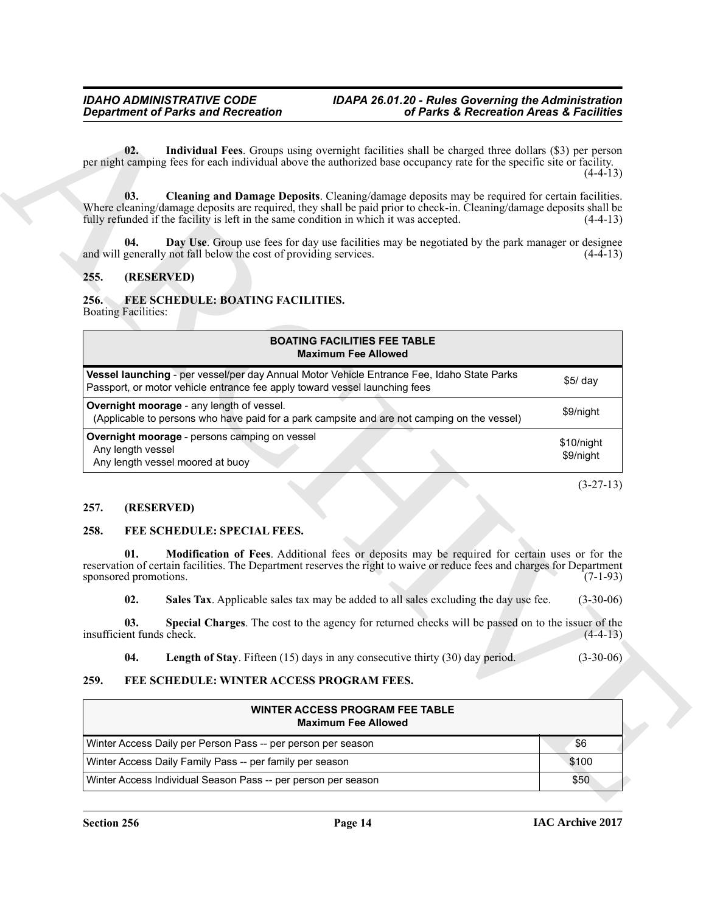**02. Individual Fees**. Groups using overnight facilities shall be charged three dollars ($3) per person per night camping fees for each individual above the authorized base occupancy rate for the specific site or facility. (4-4-13)

**03. Cleaning and Damage Deposits**. Cleaning/damage deposits may be required for certain facilities. Where cleaning/damage deposits are required, they shall be paid prior to check-in. Cleaning/damage deposits shall be fully refunded if the facility is left in the same condition in which it was accepted. (4-4-13)

**04. Day Use**. Group use fees for day use facilities may be negotiated by the park manager or designee and will generally not fall below the cost of providing services. (4-4-13)

## 255. (RESERVED)

## 256. FEE SCHEDULE: BOATING FACILITIES.

Boating Facilities:

| **BOATING FACILITIES FEE TABLE** **Maximum Fee Allowed** | |
|---|---|
| **Vessel launching** - per vessel/per day Annual Motor Vehicle Entrance Fee, Idaho State Parks Passport, or motor vehicle entrance fee apply toward vessel launching fees | $5/ day |
| **Overnight moorage** - any length of vessel. (Applicable to persons who have paid for a park campsite and are not camping on the vessel) | $9/night |
| **Overnight moorage** - persons camping on vessel<br>Any length vessel<br>Any length vessel moored at buoy | <br>$10/night<br>$9/night |

(3-27-13)

## 257. (RESERVED)

## 258. FEE SCHEDULE: SPECIAL FEES.

**01. Modification of Fees**. Additional fees or deposits may be required for certain uses or for the reservation of certain facilities. The Department reserves the right to waive or reduce fees and charges for Department sponsored promotions. (7-1-93)

**02. Sales Tax**. Applicable sales tax may be added to all sales excluding the day use fee. (3-30-06)

**03. Special Charges**. The cost to the agency for returned checks will be passed on to the issuer of the insufficient funds check. (4-4-13)

**04. Length of Stay**. Fifteen (15) days in any consecutive thirty (30) day period. (3-30-06)

## 259. FEE SCHEDULE: WINTER ACCESS PROGRAM FEES.

| **WINTER ACCESS PROGRAM FEE TABLE** **Maximum Fee Allowed** | |
|---|---|
| Winter Access Daily per Person Pass -- per person per season | $6 |
| Winter Access Daily Family Pass -- per family per season | $100 |
| Winter Access Individual Season Pass -- per person per season | $50 |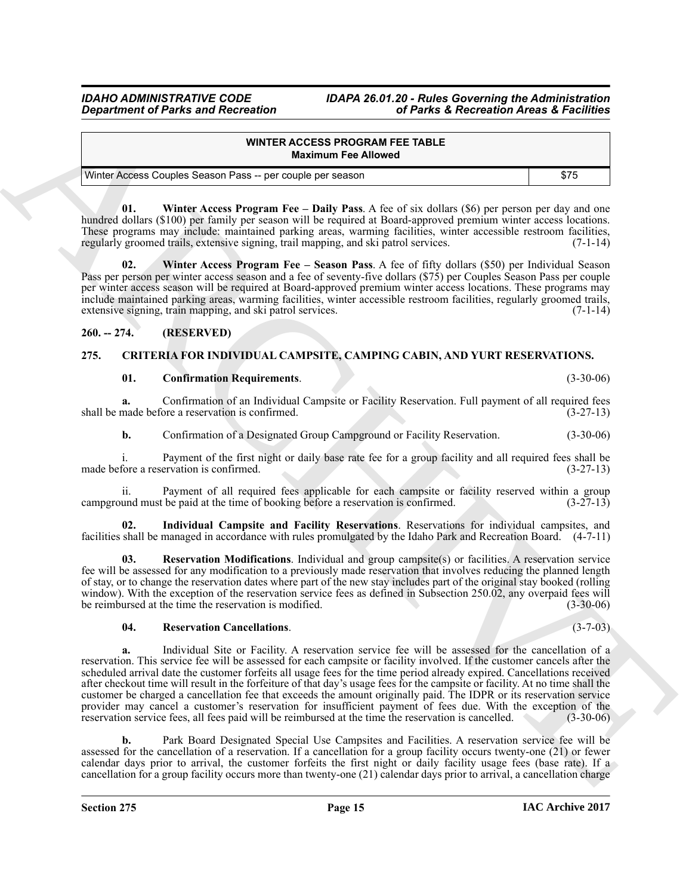| WINTER ACCESS PROGRAM FEE TABLE<br>Maximum Fee Allowed | |
|---|---|
| Winter Access Couples Season Pass -- per couple per season | $75 |

**01. Winter Access Program Fee – Daily Pass**. A fee of six dollars ($6) per person per day and one hundred dollars ($100) per family per season will be required at Board-approved premium winter access locations. These programs may include: maintained parking areas, warming facilities, winter accessible restroom facilities, regularly groomed trails, extensive signing, trail mapping, and ski patrol services. (7-1-14)

**02. Winter Access Program Fee – Season Pass**. A fee of fifty dollars ($50) per Individual Season Pass per person per winter access season and a fee of seventy-five dollars ($75) per Couples Season Pass per couple per winter access season will be required at Board-approved premium winter access locations. These programs may include maintained parking areas, warming facilities, winter accessible restroom facilities, regularly groomed trails, extensive signing, train mapping, and ski patrol services. (7-1-14)

## 260. -- 274. (RESERVED)

## 275. CRITERIA FOR INDIVIDUAL CAMPSITE, CAMPING CABIN, AND YURT RESERVATIONS.

**01. Confirmation Requirements**. (3-30-06)

**a.** Confirmation of an Individual Campsite or Facility Reservation. Full payment of all required fees shall be made before a reservation is confirmed. (3-27-13)

**b.** Confirmation of a Designated Group Campground or Facility Reservation. (3-30-06)

i. Payment of the first night or daily base rate fee for a group facility and all required fees shall be made before a reservation is confirmed. (3-27-13)

ii. Payment of all required fees applicable for each campsite or facility reserved within a group campground must be paid at the time of booking before a reservation is confirmed. (3-27-13)

**02. Individual Campsite and Facility Reservations**. Reservations for individual campsites, and facilities shall be managed in accordance with rules promulgated by the Idaho Park and Recreation Board. (4-7-11)

**03. Reservation Modifications**. Individual and group campsite(s) or facilities. A reservation service fee will be assessed for any modification to a previously made reservation that involves reducing the planned length of stay, or to change the reservation dates where part of the new stay includes part of the original stay booked (rolling window). With the exception of the reservation service fees as defined in Subsection 250.02, any overpaid fees will be reimbursed at the time the reservation is modified. (3-30-06)

**04. Reservation Cancellations**. (3-7-03)

**a.** Individual Site or Facility. A reservation service fee will be assessed for the cancellation of a reservation. This service fee will be assessed for each campsite or facility involved. If the customer cancels after the scheduled arrival date the customer forfeits all usage fees for the time period already expired. Cancellations received after checkout time will result in the forfeiture of that day's usage fees for the campsite or facility. At no time shall the customer be charged a cancellation fee that exceeds the amount originally paid. The IDPR or its reservation service provider may cancel a customer's reservation for insufficient payment of fees due. With the exception of the reservation service fees, all fees paid will be reimbursed at the time the reservation is cancelled. (3-30-06)

**b.** Park Board Designated Special Use Campsites and Facilities. A reservation service fee will be assessed for the cancellation of a reservation. If a cancellation for a group facility occurs twenty-one (21) or fewer calendar days prior to arrival, the customer forfeits the first night or daily facility usage fees (base rate). If a cancellation for a group facility occurs more than twenty-one (21) calendar days prior to arrival, a cancellation charge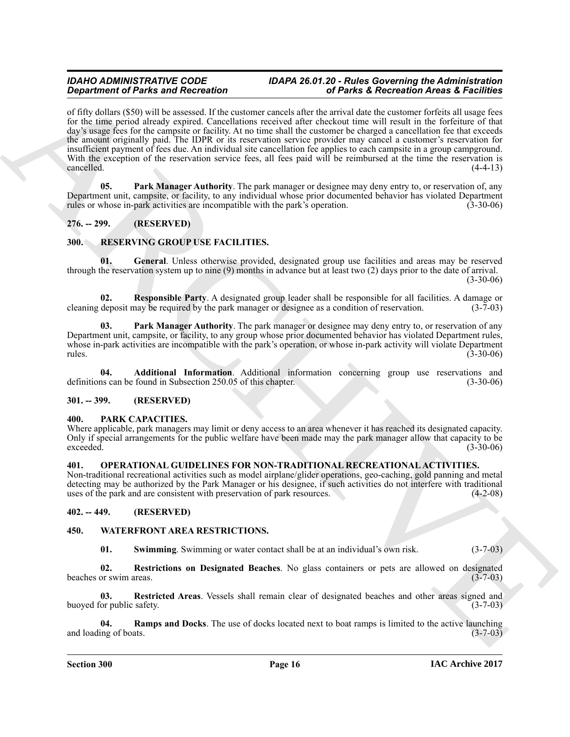of fifty dollars ($50) will be assessed. If the customer cancels after the arrival date the customer forfeits all usage fees for the time period already expired. Cancellations received after checkout time will result in the forfeiture of that day's usage fees for the campsite or facility. At no time shall the customer be charged a cancellation fee that exceeds the amount originally paid. The IDPR or its reservation service provider may cancel a customer's reservation for insufficient payment of fees due. An individual site cancellation fee applies to each campsite in a group campground. With the exception of the reservation service fees, all fees paid will be reimbursed at the time the reservation is cancelled. (4-4-13)

**05. Park Manager Authority**. The park manager or designee may deny entry to, or reservation of, any Department unit, campsite, or facility, to any individual whose prior documented behavior has violated Department rules or whose in-park activities are incompatible with the park's operation. (3-30-06)

## 276. -- 299. (RESERVED)

## 300. RESERVING GROUP USE FACILITIES.

**01. General**. Unless otherwise provided, designated group use facilities and areas may be reserved through the reservation system up to nine (9) months in advance but at least two (2) days prior to the date of arrival. (3-30-06)

**02. Responsible Party**. A designated group leader shall be responsible for all facilities. A damage or cleaning deposit may be required by the park manager or designee as a condition of reservation. (3-7-03)

**03. Park Manager Authority**. The park manager or designee may deny entry to, or reservation of any Department unit, campsite, or facility, to any group whose prior documented behavior has violated Department rules, whose in-park activities are incompatible with the park's operation, or whose in-park activity will violate Department rules. (3-30-06)

**04. Additional Information**. Additional information concerning group use reservations and definitions can be found in Subsection 250.05 of this chapter. (3-30-06)

## 301. -- 399. (RESERVED)

## 400. PARK CAPACITIES.

Where applicable, park managers may limit or deny access to an area whenever it has reached its designated capacity. Only if special arrangements for the public welfare have been made may the park manager allow that capacity to be exceeded. (3-30-06)

## 401. OPERATIONAL GUIDELINES FOR NON-TRADITIONAL RECREATIONAL ACTIVITIES.

Non-traditional recreational activities such as model airplane/glider operations, geo-caching, gold panning and metal detecting may be authorized by the Park Manager or his designee, if such activities do not interfere with traditional uses of the park and are consistent with preservation of park resources. (4-2-08)

## 402. -- 449. (RESERVED)

## 450. WATERFRONT AREA RESTRICTIONS.

**01. Swimming**. Swimming or water contact shall be at an individual's own risk. (3-7-03)

**02. Restrictions on Designated Beaches**. No glass containers or pets are allowed on designated beaches or swim areas. (3-7-03)

**03. Restricted Areas**. Vessels shall remain clear of designated beaches and other areas signed and buoyed for public safety. (3-7-03)

**04. Ramps and Docks**. The use of docks located next to boat ramps is limited to the active launching and loading of boats. (3-7-03)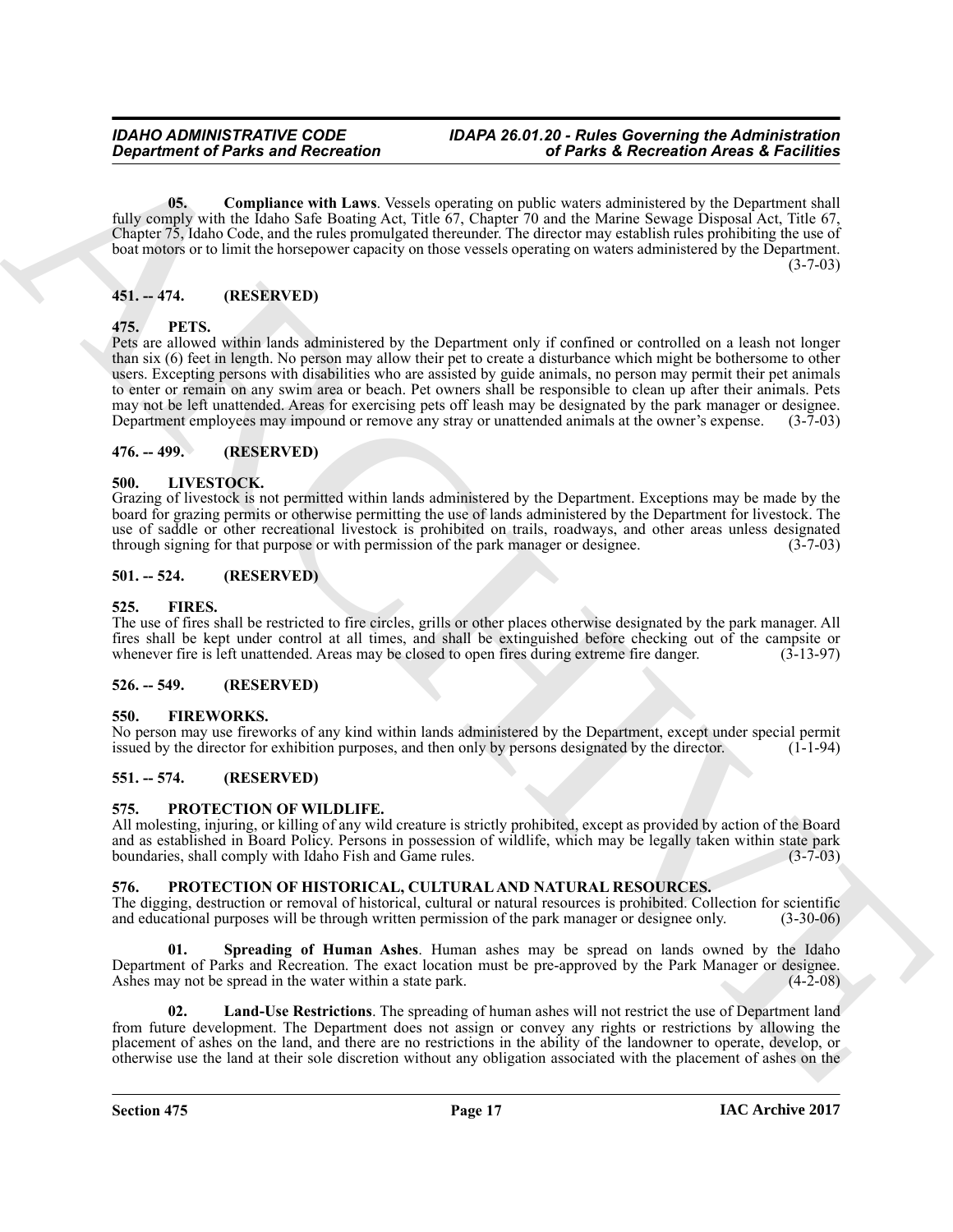**05. Compliance with Laws**. Vessels operating on public waters administered by the Department shall fully comply with the Idaho Safe Boating Act, Title 67, Chapter 70 and the Marine Sewage Disposal Act, Title 67, Chapter 75, Idaho Code, and the rules promulgated thereunder. The director may establish rules prohibiting the use of boat motors or to limit the horsepower capacity on those vessels operating on waters administered by the Department. (3-7-03)

## 451. -- 474. (RESERVED)

## 475. PETS.

Pets are allowed within lands administered by the Department only if confined or controlled on a leash not longer than six (6) feet in length. No person may allow their pet to create a disturbance which might be bothersome to other users. Excepting persons with disabilities who are assisted by guide animals, no person may permit their pet animals to enter or remain on any swim area or beach. Pet owners shall be responsible to clean up after their animals. Pets may not be left unattended. Areas for exercising pets off leash may be designated by the park manager or designee. Department employees may impound or remove any stray or unattended animals at the owner's expense. (3-7-03)

## 476. -- 499. (RESERVED)

## 500. LIVESTOCK.

Grazing of livestock is not permitted within lands administered by the Department. Exceptions may be made by the board for grazing permits or otherwise permitting the use of lands administered by the Department for livestock. The use of saddle or other recreational livestock is prohibited on trails, roadways, and other areas unless designated through signing for that purpose or with permission of the park manager or designee. (3-7-03)

## 501. -- 524. (RESERVED)

## 525. FIRES.

The use of fires shall be restricted to fire circles, grills or other places otherwise designated by the park manager. All fires shall be kept under control at all times, and shall be extinguished before checking out of the campsite or whenever fire is left unattended. Areas may be closed to open fires during extreme fire danger. (3-13-97)

## 526. -- 549. (RESERVED)

## 550. FIREWORKS.

No person may use fireworks of any kind within lands administered by the Department, except under special permit issued by the director for exhibition purposes, and then only by persons designated by the director. (1-1-94)

## 551. -- 574. (RESERVED)

## 575. PROTECTION OF WILDLIFE.

All molesting, injuring, or killing of any wild creature is strictly prohibited, except as provided by action of the Board and as established in Board Policy. Persons in possession of wildlife, which may be legally taken within state park boundaries, shall comply with Idaho Fish and Game rules. (3-7-03)

## 576. PROTECTION OF HISTORICAL, CULTURAL AND NATURAL RESOURCES.

The digging, destruction or removal of historical, cultural or natural resources is prohibited. Collection for scientific and educational purposes will be through written permission of the park manager or designee only. (3-30-06)

**01. Spreading of Human Ashes**. Human ashes may be spread on lands owned by the Idaho Department of Parks and Recreation. The exact location must be pre-approved by the Park Manager or designee. Ashes may not be spread in the water within a state park. (4-2-08)

**02. Land-Use Restrictions**. The spreading of human ashes will not restrict the use of Department land from future development. The Department does not assign or convey any rights or restrictions by allowing the placement of ashes on the land, and there are no restrictions in the ability of the landowner to operate, develop, or otherwise use the land at their sole discretion without any obligation associated with the placement of ashes on the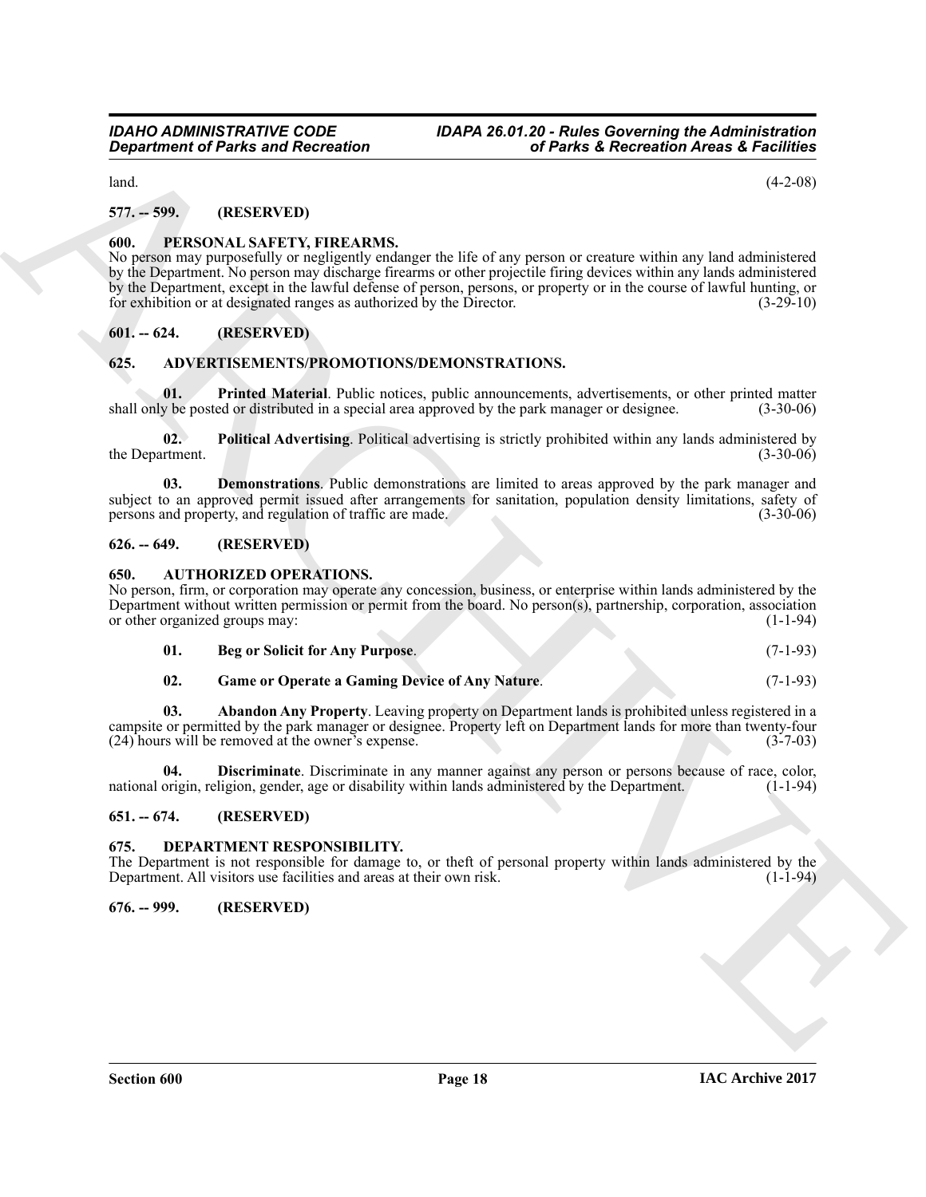land. (4-2-08)

### 577. -- 599. (RESERVED)

### 600. PERSONAL SAFETY, FIREARMS.

No person may purposefully or negligently endanger the life of any person or creature within any land administered by the Department. No person may discharge firearms or other projectile firing devices within any lands administered by the Department, except in the lawful defense of person, persons, or property or in the course of lawful hunting, or for exhibition or at designated ranges as authorized by the Director. (3-29-10)

### 601. -- 624. (RESERVED)

### 625. ADVERTISEMENTS/PROMOTIONS/DEMONSTRATIONS.

**01. Printed Material**. Public notices, public announcements, advertisements, or other printed matter shall only be posted or distributed in a special area approved by the park manager or designee. (3-30-06)

**02. Political Advertising**. Political advertising is strictly prohibited within any lands administered by the Department. (3-30-06)

**03. Demonstrations**. Public demonstrations are limited to areas approved by the park manager and subject to an approved permit issued after arrangements for sanitation, population density limitations, safety of persons and property, and regulation of traffic are made. (3-30-06)

### 626. -- 649. (RESERVED)

### 650. AUTHORIZED OPERATIONS.

No person, firm, or corporation may operate any concession, business, or enterprise within lands administered by the Department without written permission or permit from the board. No person(s), partnership, corporation, association or other organized groups may: (1-1-94)

**01. Beg or Solicit for Any Purpose**. (7-1-93)

**02. Game or Operate a Gaming Device of Any Nature**. (7-1-93)

**03. Abandon Any Property**. Leaving property on Department lands is prohibited unless registered in a campsite or permitted by the park manager or designee. Property left on Department lands for more than twenty-four (24) hours will be removed at the owner's expense. (3-7-03)

**04. Discriminate**. Discriminate in any manner against any person or persons because of race, color, national origin, religion, gender, age or disability within lands administered by the Department. (1-1-94)

### 651. -- 674. (RESERVED)

### 675. DEPARTMENT RESPONSIBILITY.

The Department is not responsible for damage to, or theft of personal property within lands administered by the Department. All visitors use facilities and areas at their own risk. (1-1-94)

### 676. -- 999. (RESERVED)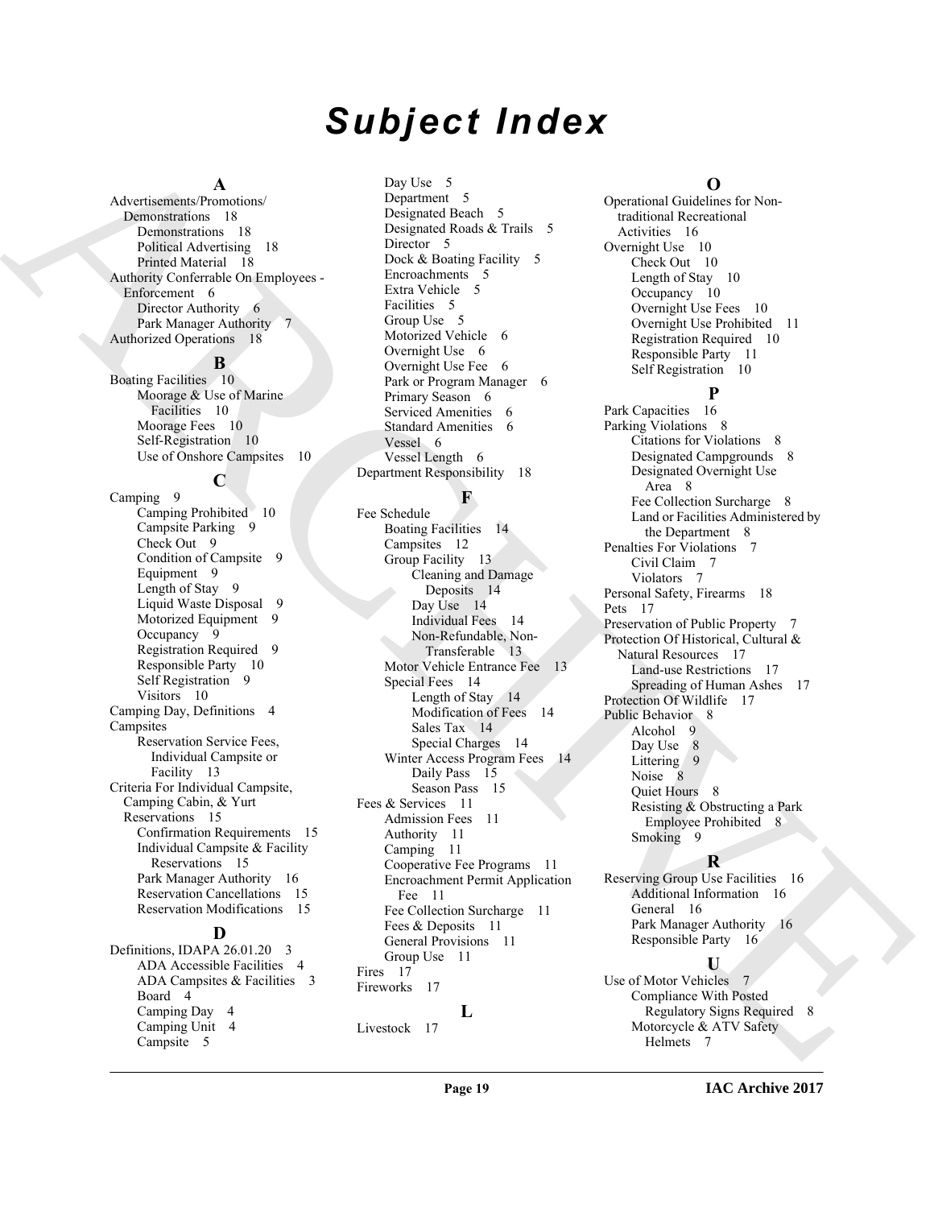# Subject Index

## A

Advertisements/Promotions/ Demonstrations 18
- Demonstrations 18
- Political Advertising 18
- Printed Material 18

Authority Conferrable On Employees - Enforcement 6
- Director Authority 6
- Park Manager Authority 7

Authorized Operations 18

## B

Boating Facilities 10
- Moorage & Use of Marine Facilities 10
- Moorage Fees 10
- Self-Registration 10
- Use of Onshore Campsites 10

## C

Camping 9
- Camping Prohibited 10
- Campsite Parking 9
- Check Out 9
- Condition of Campsite 9
- Equipment 9
- Length of Stay 9
- Liquid Waste Disposal 9
- Motorized Equipment 9
- Occupancy 9
- Registration Required 9
- Responsible Party 10
- Self Registration 9
- Visitors 10

Camping Day, Definitions 4

Campsites
- Reservation Service Fees, Individual Campsite or Facility 13

Criteria For Individual Campsite, Camping Cabin, & Yurt Reservations 15
- Confirmation Requirements 15
- Individual Campsite & Facility Reservations 15
- Park Manager Authority 16
- Reservation Cancellations 15
- Reservation Modifications 15

## D

Definitions, IDAPA 26.01.20 3
- ADA Accessible Facilities 4
- ADA Campsites & Facilities 3
- Board 4
- Camping Day 4
- Camping Unit 4
- Campsite 5
- Day Use 5
- Department 5
- Designated Beach 5
- Designated Roads & Trails 5
- Director 5
- Dock & Boating Facility 5
- Encroachments 5
- Extra Vehicle 5
- Facilities 5
- Group Use 5
- Motorized Vehicle 6
- Overnight Use 6
- Overnight Use Fee 6
- Park or Program Manager 6
- Primary Season 6
- Serviced Amenities 6
- Standard Amenities 6
- Vessel 6
- Vessel Length 6

Department Responsibility 18

## F

Fee Schedule
- Boating Facilities 14
- Campsites 12
- Group Facility 13
  - Cleaning and Damage Deposits 14
  - Day Use 14
  - Individual Fees 14
  - Non-Refundable, Non-Transferable 13
- Motor Vehicle Entrance Fee 13
- Special Fees 14
  - Length of Stay 14
  - Modification of Fees 14
  - Sales Tax 14
  - Special Charges 14
- Winter Access Program Fees 14
  - Daily Pass 15
  - Season Pass 15

Fees & Services 11
- Admission Fees 11
- Authority 11
- Camping 11
- Cooperative Fee Programs 11
- Encroachment Permit Application Fee 11
- Fee Collection Surcharge 11
- Fees & Deposits 11
- General Provisions 11
- Group Use 11

Fires 17

Fireworks 17

## L

Livestock 17

## O

Operational Guidelines for Non-traditional Recreational Activities 16

Overnight Use 10
- Check Out 10
- Length of Stay 10
- Occupancy 10
- Overnight Use Fees 10
- Overnight Use Prohibited 11
- Registration Required 10
- Responsible Party 11
- Self Registration 10

## P

Park Capacities 16

Parking Violations 8
- Citations for Violations 8
- Designated Campgrounds 8
- Designated Overnight Use Area 8
- Fee Collection Surcharge 8
- Land or Facilities Administered by the Department 8

Penalties For Violations 7
- Civil Claim 7
- Violators 7

Personal Safety, Firearms 18

Pets 17

Preservation of Public Property 7

Protection Of Historical, Cultural & Natural Resources 17
- Land-use Restrictions 17
- Spreading of Human Ashes 17

Protection Of Wildlife 17

Public Behavior 8
- Alcohol 9
- Day Use 8
- Littering 9
- Noise 8
- Quiet Hours 8
- Resisting & Obstructing a Park Employee Prohibited 8
- Smoking 9

## R

Reserving Group Use Facilities 16
- Additional Information 16
- General 16
- Park Manager Authority 16
- Responsible Party 16

## U

Use of Motor Vehicles 7
- Compliance With Posted Regulatory Signs Required 8
- Motorcycle & ATV Safety Helmets 7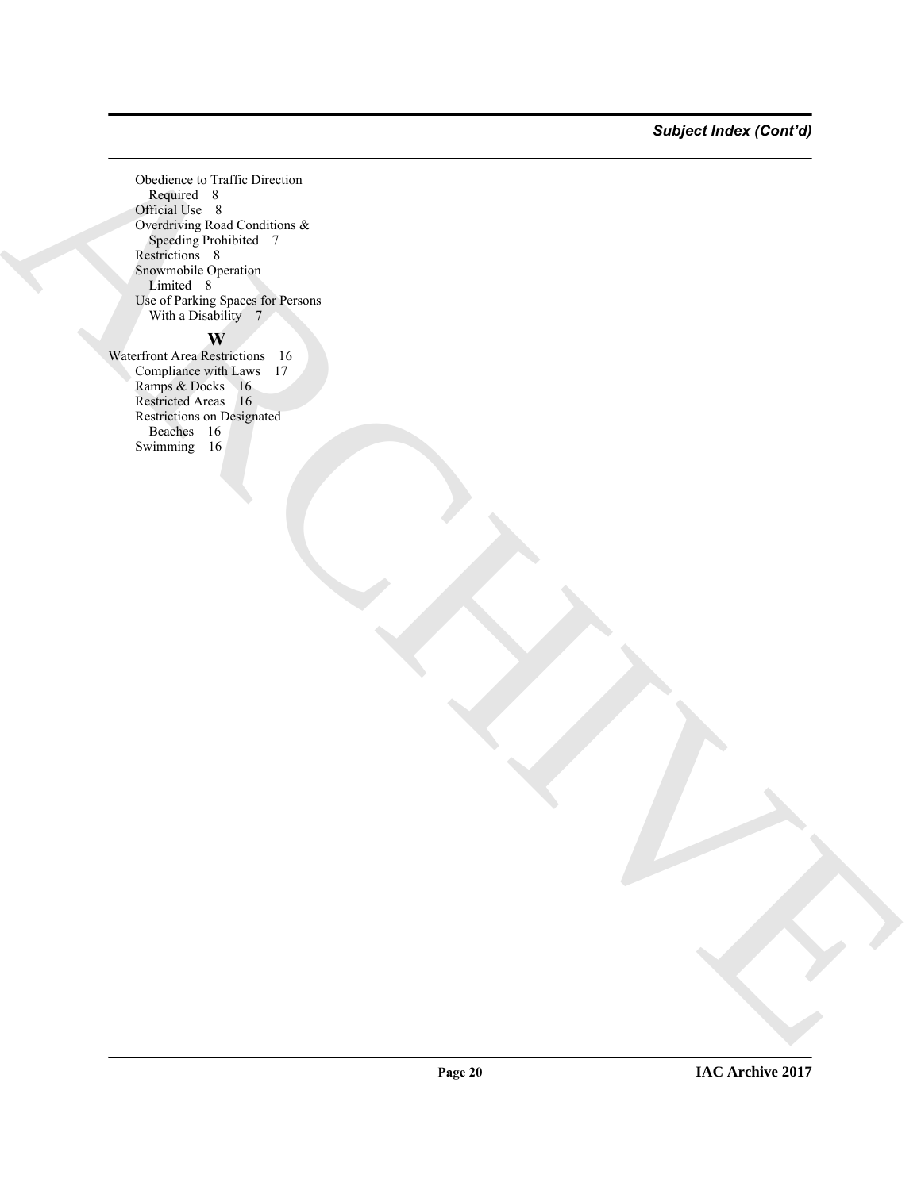Obedience to Traffic Direction Required 8
Official Use 8
Overdriving Road Conditions & Speeding Prohibited 7
Restrictions 8
Snowmobile Operation Limited 8
Use of Parking Spaces for Persons With a Disability 7

## W

Waterfront Area Restrictions 16
Compliance with Laws 17
Ramps & Docks 16
Restricted Areas 16
Restrictions on Designated Beaches 16
Swimming 16